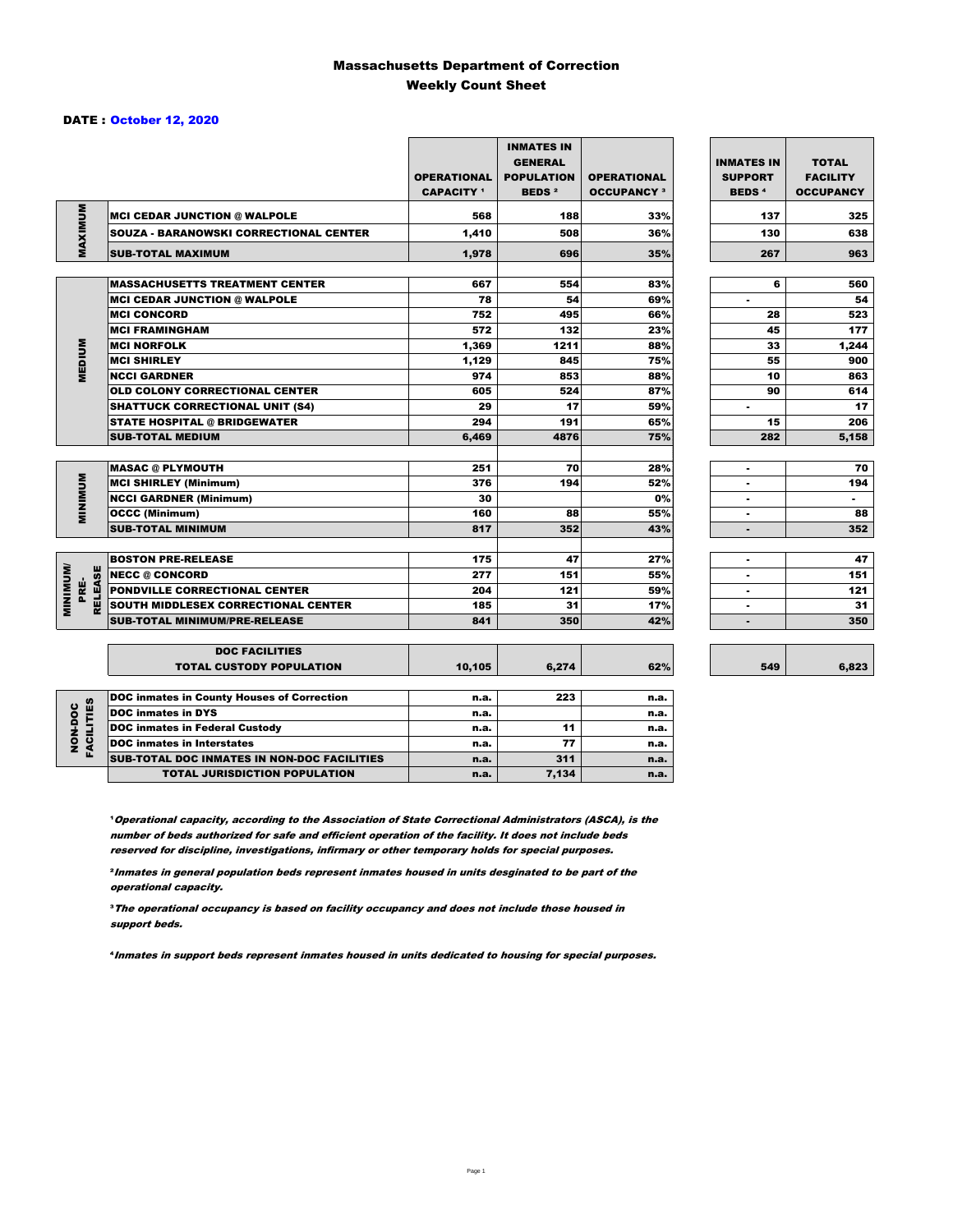# Massachusetts Department of Correction
## Weekly Count Sheet

**DATE : October 12, 2020**

| | | OPERATIONAL CAPACITY [1] | INMATES IN GENERAL POPULATION BEDS [2] | OPERATIONAL OCCUPANCY [3] | INMATES IN SUPPORT BEDS [4] | TOTAL FACILITY OCCUPANCY |
|---|---|---|---|---|---|---|
| MAXIMUM | MCI CEDAR JUNCTION @ WALPOLE | 568 | 188 | 33% | 137 | 325 |
| | SOUZA - BARANOWSKI CORRECTIONAL CENTER | 1,410 | 508 | 36% | 130 | 638 |
| | SUB-TOTAL MAXIMUM | 1,978 | 696 | 35% | 267 | 963 |
| MEDIUM | MASSACHUSETTS TREATMENT CENTER | 667 | 554 | 83% | 6 | 560 |
| | MCI CEDAR JUNCTION @ WALPOLE | 78 | 54 | 69% | - | 54 |
| | MCI CONCORD | 752 | 495 | 66% | 28 | 523 |
| | MCI FRAMINGHAM | 572 | 132 | 23% | 45 | 177 |
| | MCI NORFOLK | 1,369 | 1211 | 88% | 33 | 1,244 |
| | MCI SHIRLEY | 1,129 | 845 | 75% | 55 | 900 |
| | NCCI GARDNER | 974 | 853 | 88% | 10 | 863 |
| | OLD COLONY CORRECTIONAL CENTER | 605 | 524 | 87% | 90 | 614 |
| | SHATTUCK CORRECTIONAL UNIT (S4) | 29 | 17 | 59% | - | 17 |
| | STATE HOSPITAL @ BRIDGEWATER | 294 | 191 | 65% | 15 | 206 |
| | SUB-TOTAL MEDIUM | 6,469 | 4876 | 75% | 282 | 5,158 |
| MINIMUM | MASAC @ PLYMOUTH | 251 | 70 | 28% | - | 70 |
| | MCI SHIRLEY (Minimum) | 376 | 194 | 52% | - | 194 |
| | NCCI GARDNER (Minimum) | 30 | | 0% | - | - |
| | OCCC (Minimum) | 160 | 88 | 55% | - | 88 |
| | SUB-TOTAL MINIMUM | 817 | 352 | 43% | - | 352 |
| MINIMUM/ PRE-RELEASE | BOSTON PRE-RELEASE | 175 | 47 | 27% | - | 47 |
| | NECC @ CONCORD | 277 | 151 | 55% | - | 151 |
| | PONDVILLE CORRECTIONAL CENTER | 204 | 121 | 59% | - | 121 |
| | SOUTH MIDDLESEX CORRECTIONAL CENTER | 185 | 31 | 17% | - | 31 |
| | SUB-TOTAL MINIMUM/PRE-RELEASE | 841 | 350 | 42% | - | 350 |
| | DOC FACILITIES TOTAL CUSTODY POPULATION | 10,105 | 6,274 | 62% | 549 | 6,823 |
| NON-DOC FACILITIES | DOC inmates in County Houses of Correction | n.a. | 223 | n.a. | | |
| | DOC inmates in DYS | n.a. | | n.a. | | |
| | DOC inmates in Federal Custody | n.a. | 11 | n.a. | | |
| | DOC inmates in Interstates | n.a. | 77 | n.a. | | |
| | SUB-TOTAL DOC INMATES IN NON-DOC FACILITIES | n.a. | 311 | n.a. | | |
| | TOTAL JURISDICTION POPULATION | n.a. | 7,134 | n.a. | | |

[1] *Operational capacity, according to the Association of State Correctional Administrators (ASCA), is the number of beds authorized for safe and efficient operation of the facility. It does not include beds reserved for discipline, investigations, infirmary or other temporary holds for special purposes.*

[2] *Inmates in general population beds represent inmates housed in units desginated to be part of the operational capacity.*

[3] *The operational occupancy is based on facility occupancy and does not include those housed in support beds.*

[4] *Inmates in support beds represent inmates housed in units dedicated to housing for special purposes.*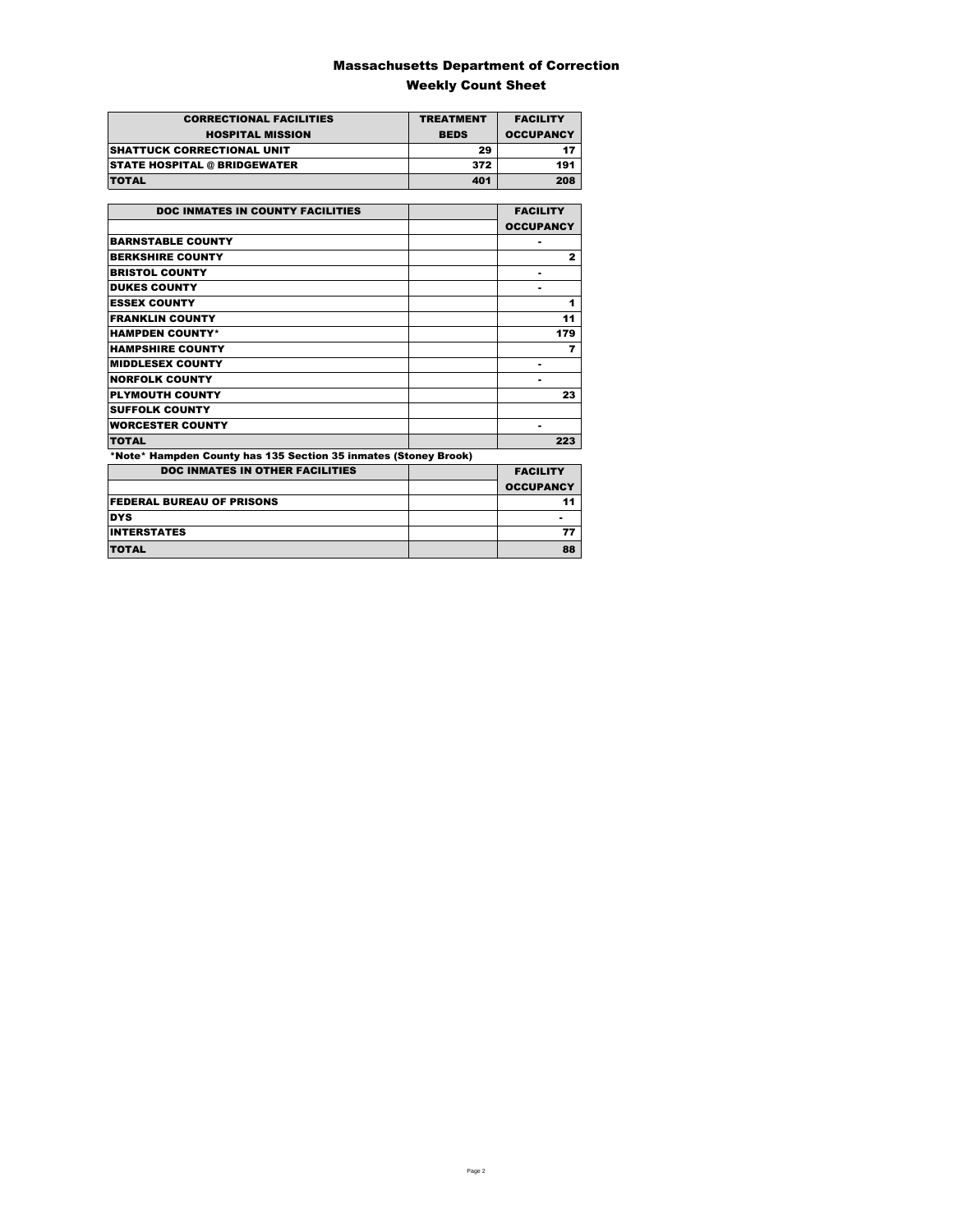# Massachusetts Department of Correction

## Weekly Count Sheet

| CORRECTIONAL FACILITIES<br>HOSPITAL MISSION | TREATMENT<br>BEDS | FACILITY<br>OCCUPANCY |
|---|---|---|
| SHATTUCK CORRECTIONAL UNIT | 29 | 17 |
| STATE HOSPITAL @ BRIDGEWATER | 372 | 191 |
| TOTAL | 401 | 208 |

| DOC INMATES IN COUNTY FACILITIES | | FACILITY<br>OCCUPANCY |
|---|---|---|
| BARNSTABLE COUNTY | | - |
| BERKSHIRE COUNTY | | 2 |
| BRISTOL COUNTY | | - |
| DUKES COUNTY | | - |
| ESSEX COUNTY | | 1 |
| FRANKLIN COUNTY | | 11 |
| HAMPDEN COUNTY* | | 179 |
| HAMPSHIRE COUNTY | | 7 |
| MIDDLESEX COUNTY | | - |
| NORFOLK COUNTY | | - |
| PLYMOUTH COUNTY | | 23 |
| SUFFOLK COUNTY | | |
| WORCESTER COUNTY | | - |
| TOTAL | | 223 |

*Note* Hampden County has 135 Section 35 inmates (Stoney Brook)

| DOC INMATES IN OTHER FACILITIES | | FACILITY<br>OCCUPANCY |
|---|---|---|
| FEDERAL BUREAU OF PRISONS | | 11 |
| DYS | | - |
| INTERSTATES | | 77 |
| TOTAL | | 88 |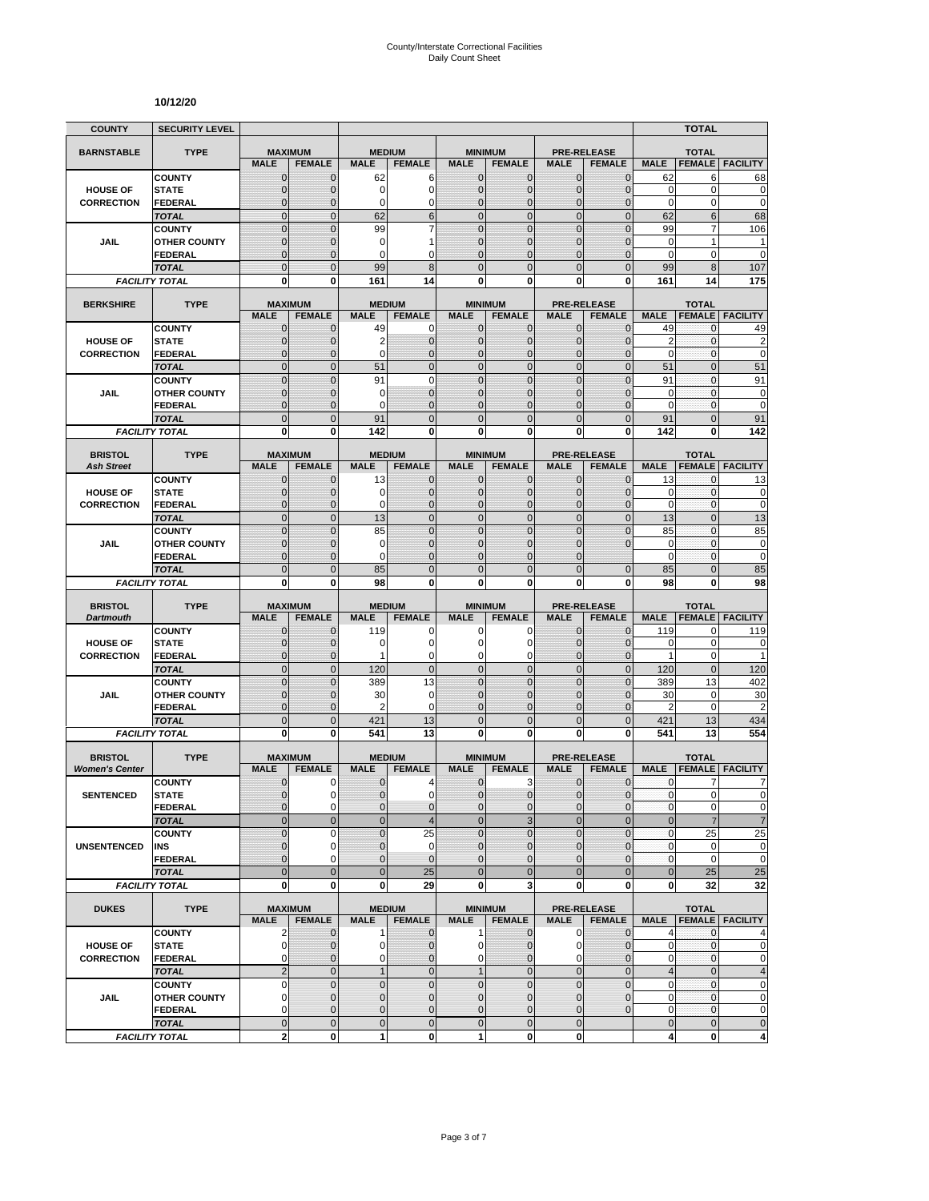# County/Interstate Correctional Facilities
# Daily Count Sheet

**10/12/20**

| COUNTY | SECURITY LEVEL | | | | | | | | | | TOTAL | |
|---|---|---|---|---|---|---|---|---|---|---|---|---|
| **BARNSTABLE** | **TYPE** | **MAXIMUM** | | **MEDIUM** | | **MINIMUM** | | **PRE-RELEASE** | | **TOTAL** | | |
| | | **MALE** | **FEMALE** | **MALE** | **FEMALE** | **MALE** | **FEMALE** | **MALE** | **FEMALE** | **MALE** | **FEMALE** | **FACILITY** |
| **HOUSE OF CORRECTION** | COUNTY | 0 | 0 | 62 | 6 | 0 | 0 | 0 | 0 | 62 | 6 | 68 |
| | STATE | 0 | 0 | 0 | 0 | 0 | 0 | 0 | 0 | 0 | 0 | 0 |
| | FEDERAL | 0 | 0 | 0 | 0 | 0 | 0 | 0 | 0 | 0 | 0 | 0 |
| | *TOTAL* | 0 | 0 | 62 | 6 | 0 | 0 | 0 | 0 | 62 | 6 | 68 |
| **JAIL** | COUNTY | 0 | 0 | 99 | 7 | 0 | 0 | 0 | 0 | 99 | 7 | 106 |
| | OTHER COUNTY | 0 | 0 | 0 | 1 | 0 | 0 | 0 | 0 | 0 | 1 | 1 |
| | FEDERAL | 0 | 0 | 0 | 0 | 0 | 0 | 0 | 0 | 0 | 0 | 0 |
| | *TOTAL* | 0 | 0 | 99 | 8 | 0 | 0 | 0 | 0 | 99 | 8 | 107 |
| *FACILITY TOTAL* | | **0** | **0** | **161** | **14** | **0** | **0** | **0** | **0** | **161** | **14** | **175** |
| **BERKSHIRE** | **TYPE** | **MAXIMUM** | | **MEDIUM** | | **MINIMUM** | | **PRE-RELEASE** | | **TOTAL** | | |
| | | **MALE** | **FEMALE** | **MALE** | **FEMALE** | **MALE** | **FEMALE** | **MALE** | **FEMALE** | **MALE** | **FEMALE** | **FACILITY** |
| **HOUSE OF CORRECTION** | COUNTY | 0 | 0 | 49 | 0 | 0 | 0 | 0 | 0 | 49 | 0 | 49 |
| | STATE | 0 | 0 | 2 | 0 | 0 | 0 | 0 | 0 | 2 | 0 | 2 |
| | FEDERAL | 0 | 0 | 0 | 0 | 0 | 0 | 0 | 0 | 0 | 0 | 0 |
| | *TOTAL* | 0 | 0 | 51 | 0 | 0 | 0 | 0 | 0 | 51 | 0 | 51 |
| **JAIL** | COUNTY | 0 | 0 | 91 | 0 | 0 | 0 | 0 | 0 | 91 | 0 | 91 |
| | OTHER COUNTY | 0 | 0 | 0 | 0 | 0 | 0 | 0 | 0 | 0 | 0 | 0 |
| | FEDERAL | 0 | 0 | 0 | 0 | 0 | 0 | 0 | 0 | 0 | 0 | 0 |
| | *TOTAL* | 0 | 0 | 91 | 0 | 0 | 0 | 0 | 0 | 91 | 0 | 91 |
| *FACILITY TOTAL* | | **0** | **0** | **142** | **0** | **0** | **0** | **0** | **0** | **142** | **0** | **142** |
| **BRISTOL** *Ash Street* | **TYPE** | **MAXIMUM** | | **MEDIUM** | | **MINIMUM** | | **PRE-RELEASE** | | **TOTAL** | | |
| | | **MALE** | **FEMALE** | **MALE** | **FEMALE** | **MALE** | **FEMALE** | **MALE** | **FEMALE** | **MALE** | **FEMALE** | **FACILITY** |
| **HOUSE OF CORRECTION** | COUNTY | 0 | 0 | 13 | 0 | 0 | 0 | 0 | 0 | 13 | 0 | 13 |
| | STATE | 0 | 0 | 0 | 0 | 0 | 0 | 0 | 0 | 0 | 0 | 0 |
| | FEDERAL | 0 | 0 | 0 | 0 | 0 | 0 | 0 | 0 | 0 | 0 | 0 |
| | *TOTAL* | 0 | 0 | 13 | 0 | 0 | 0 | 0 | 0 | 13 | 0 | 13 |
| **JAIL** | COUNTY | 0 | 0 | 85 | 0 | 0 | 0 | 0 | 0 | 85 | 0 | 85 |
| | OTHER COUNTY | 0 | 0 | 0 | 0 | 0 | 0 | 0 | 0 | 0 | 0 | 0 |
| | FEDERAL | 0 | 0 | 0 | 0 | 0 | 0 | 0 | | 0 | 0 | 0 |
| | *TOTAL* | 0 | 0 | 85 | 0 | 0 | 0 | 0 | 0 | 85 | 0 | 85 |
| *FACILITY TOTAL* | | **0** | **0** | **98** | **0** | **0** | **0** | **0** | **0** | **98** | **0** | **98** |
| **BRISTOL** *Dartmouth* | **TYPE** | **MAXIMUM** | | **MEDIUM** | | **MINIMUM** | | **PRE-RELEASE** | | **TOTAL** | | |
| | | **MALE** | **FEMALE** | **MALE** | **FEMALE** | **MALE** | **FEMALE** | **MALE** | **FEMALE** | **MALE** | **FEMALE** | **FACILITY** |
| **HOUSE OF CORRECTION** | COUNTY | 0 | 0 | 119 | 0 | 0 | 0 | 0 | 0 | 119 | 0 | 119 |
| | STATE | 0 | 0 | 0 | 0 | 0 | 0 | 0 | 0 | 0 | 0 | 0 |
| | FEDERAL | 0 | 0 | 1 | 0 | 0 | 0 | 0 | 0 | 1 | 0 | 1 |
| | *TOTAL* | 0 | 0 | 120 | 0 | 0 | 0 | 0 | 0 | 120 | 0 | 120 |
| **JAIL** | COUNTY | 0 | 0 | 389 | 13 | 0 | 0 | 0 | 0 | 389 | 13 | 402 |
| | OTHER COUNTY | 0 | 0 | 30 | 0 | 0 | 0 | 0 | 0 | 30 | 0 | 30 |
| | FEDERAL | 0 | 0 | 2 | 0 | 0 | 0 | 0 | 0 | 2 | 0 | 2 |
| | *TOTAL* | 0 | 0 | 421 | 13 | 0 | 0 | 0 | 0 | 421 | 13 | 434 |
| *FACILITY TOTAL* | | **0** | **0** | **541** | **13** | **0** | **0** | **0** | **0** | **541** | **13** | **554** |
| **BRISTOL** *Women's Center* | **TYPE** | **MAXIMUM** | | **MEDIUM** | | **MINIMUM** | | **PRE-RELEASE** | | **TOTAL** | | |
| | | **MALE** | **FEMALE** | **MALE** | **FEMALE** | **MALE** | **FEMALE** | **MALE** | **FEMALE** | **MALE** | **FEMALE** | **FACILITY** |
| **SENTENCED** | COUNTY | 0 | 0 | 0 | 4 | 0 | 3 | 0 | 0 | 0 | 7 | 7 |
| | STATE | 0 | 0 | 0 | 0 | 0 | 0 | 0 | 0 | 0 | 0 | 0 |
| | FEDERAL | 0 | 0 | 0 | 0 | 0 | 0 | 0 | 0 | 0 | 0 | 0 |
| | *TOTAL* | 0 | 0 | 0 | 4 | 0 | 3 | 0 | 0 | 0 | 7 | 7 |
| **UNSENTENCED** | COUNTY | 0 | 0 | 0 | 25 | 0 | 0 | 0 | 0 | 0 | 25 | 25 |
| | INS | 0 | 0 | 0 | 0 | 0 | 0 | 0 | 0 | 0 | 0 | 0 |
| | FEDERAL | 0 | 0 | 0 | 0 | 0 | 0 | 0 | 0 | 0 | 0 | 0 |
| | *TOTAL* | 0 | 0 | 0 | 25 | 0 | 0 | 0 | 0 | 0 | 25 | 25 |
| *FACILITY TOTAL* | | **0** | **0** | **0** | **29** | **0** | **3** | **0** | **0** | **0** | **32** | **32** |
| **DUKES** | **TYPE** | **MAXIMUM** | | **MEDIUM** | | **MINIMUM** | | **PRE-RELEASE** | | **TOTAL** | | |
| | | **MALE** | **FEMALE** | **MALE** | **FEMALE** | **MALE** | **FEMALE** | **MALE** | **FEMALE** | **MALE** | **FEMALE** | **FACILITY** |
| **HOUSE OF CORRECTION** | COUNTY | 2 | 0 | 1 | 0 | 1 | 0 | 0 | 0 | 4 | 0 | 4 |
| | STATE | 0 | 0 | 0 | 0 | 0 | 0 | 0 | 0 | 0 | 0 | 0 |
| | FEDERAL | 0 | 0 | 0 | 0 | 0 | 0 | 0 | 0 | 0 | 0 | 0 |
| | *TOTAL* | 2 | 0 | 1 | 0 | 1 | 0 | 0 | 0 | 4 | 0 | 4 |
| **JAIL** | COUNTY | 0 | 0 | 0 | 0 | 0 | 0 | 0 | 0 | 0 | 0 | 0 |
| | OTHER COUNTY | 0 | 0 | 0 | 0 | 0 | 0 | 0 | 0 | 0 | 0 | 0 |
| | FEDERAL | 0 | 0 | 0 | 0 | 0 | 0 | 0 | 0 | 0 | 0 | 0 |
| | *TOTAL* | 0 | 0 | 0 | 0 | 0 | 0 | 0 | | 0 | 0 | 0 |
| *FACILITY TOTAL* | | **2** | **0** | **1** | **0** | **1** | **0** | **0** | | **4** | **0** | **4** |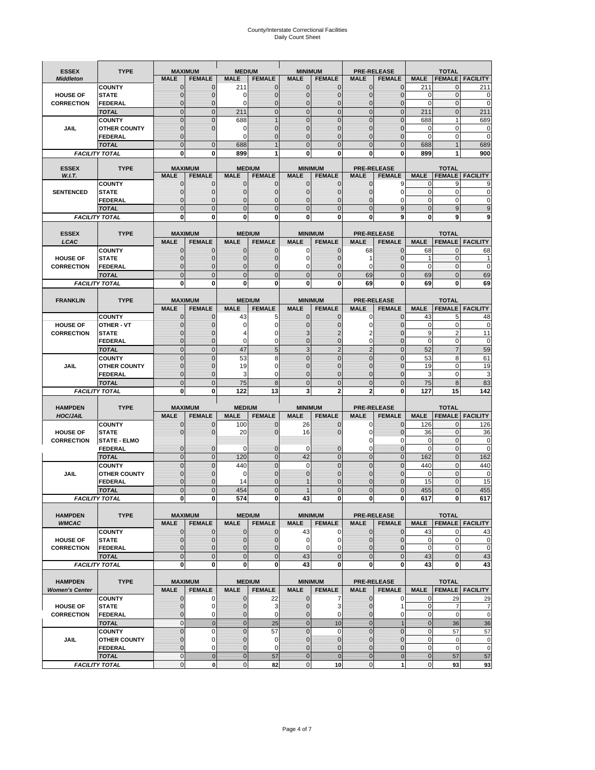# County/Interstate Correctional Facilities
# Daily Count Sheet

| ESSEX *Middleton* | TYPE | MAXIMUM | | MEDIUM | | MINIMUM | | PRE-RELEASE | | TOTAL | | |
|---|---|---|---|---|---|---|---|---|---|---|---|---|
| | | MALE | FEMALE | MALE | FEMALE | MALE | FEMALE | MALE | FEMALE | MALE | FEMALE | FACILITY |
| HOUSE OF CORRECTION | COUNTY | 0 | 0 | 211 | 0 | 0 | 0 | 0 | 0 | 211 | 0 | 211 |
| | STATE | 0 | 0 | 0 | 0 | 0 | 0 | 0 | 0 | 0 | 0 | 0 |
| | FEDERAL | 0 | 0 | 0 | 0 | 0 | 0 | 0 | 0 | 0 | 0 | 0 |
| | *TOTAL* | 0 | 0 | 211 | 0 | 0 | 0 | 0 | 0 | 211 | 0 | 211 |
| JAIL | COUNTY | 0 | 0 | 688 | 1 | 0 | 0 | 0 | 0 | 688 | 1 | 689 |
| | OTHER COUNTY | 0 | 0 | 0 | 0 | 0 | 0 | 0 | 0 | 0 | 0 | 0 |
| | FEDERAL | 0 | | 0 | 0 | 0 | 0 | 0 | 0 | 0 | 0 | 0 |
| | *TOTAL* | 0 | 0 | 688 | 1 | 0 | 0 | 0 | 0 | 688 | 1 | 689 |
| *FACILITY TOTAL* | | **0** | **0** | **899** | **1** | **0** | **0** | **0** | **0** | **899** | **1** | **900** |

| ESSEX *W.I.T.* | TYPE | MAXIMUM | | MEDIUM | | MINIMUM | | PRE-RELEASE | | TOTAL | | |
|---|---|---|---|---|---|---|---|---|---|---|---|---|
| | | MALE | FEMALE | MALE | FEMALE | MALE | FEMALE | MALE | FEMALE | MALE | FEMALE | FACILITY |
| SENTENCED | COUNTY | 0 | 0 | 0 | 0 | 0 | 0 | 0 | 9 | 0 | 9 | 9 |
| | STATE | 0 | 0 | 0 | 0 | 0 | 0 | 0 | 0 | 0 | 0 | 0 |
| | FEDERAL | 0 | 0 | 0 | 0 | 0 | 0 | 0 | 0 | 0 | 0 | 0 |
| | *TOTAL* | 0 | 0 | 0 | 0 | 0 | 0 | 0 | 9 | 0 | 9 | 9 |
| *FACILITY TOTAL* | | **0** | **0** | **0** | **0** | **0** | **0** | **0** | **9** | **0** | **9** | **9** |

| ESSEX *LCAC* | TYPE | MAXIMUM | | MEDIUM | | MINIMUM | | PRE-RELEASE | | TOTAL | | |
|---|---|---|---|---|---|---|---|---|---|---|---|---|
| | | MALE | FEMALE | MALE | FEMALE | MALE | FEMALE | MALE | FEMALE | MALE | FEMALE | FACILITY |
| HOUSE OF CORRECTION | COUNTY | 0 | 0 | 0 | 0 | 0 | 0 | 68 | 0 | 68 | 0 | 68 |
| | STATE | 0 | 0 | 0 | 0 | 0 | 0 | 1 | 0 | 1 | 0 | 1 |
| | FEDERAL | 0 | 0 | 0 | 0 | 0 | 0 | 0 | 0 | 0 | 0 | 0 |
| | *TOTAL* | 0 | 0 | 0 | 0 | 0 | 0 | 69 | 0 | 69 | 0 | 69 |
| *FACILITY TOTAL* | | **0** | **0** | **0** | **0** | **0** | **0** | **69** | **0** | **69** | **0** | **69** |

| FRANKLIN | TYPE | MAXIMUM | | MEDIUM | | MINIMUM | | PRE-RELEASE | | TOTAL | | |
|---|---|---|---|---|---|---|---|---|---|---|---|---|
| | | MALE | FEMALE | MALE | FEMALE | MALE | FEMALE | MALE | FEMALE | MALE | FEMALE | FACILITY |
| HOUSE OF CORRECTION | COUNTY | 0 | 0 | 43 | 5 | 0 | 0 | 0 | 0 | 43 | 5 | 48 |
| | OTHER - VT | 0 | 0 | 0 | 0 | 0 | 0 | 0 | 0 | 0 | 0 | 0 |
| | STATE | 0 | 0 | 4 | 0 | 3 | 2 | 2 | 0 | 9 | 2 | 11 |
| | FEDERAL | 0 | 0 | 0 | 0 | 0 | 0 | 0 | 0 | 0 | 0 | 0 |
| | *TOTAL* | 0 | 0 | 47 | 5 | 3 | 2 | 2 | 0 | 52 | 7 | 59 |
| JAIL | COUNTY | 0 | 0 | 53 | 8 | 0 | 0 | 0 | 0 | 53 | 8 | 61 |
| | OTHER COUNTY | 0 | 0 | 19 | 0 | 0 | 0 | 0 | 0 | 19 | 0 | 19 |
| | FEDERAL | 0 | 0 | 3 | 0 | 0 | 0 | 0 | 0 | 3 | 0 | 3 |
| | *TOTAL* | 0 | 0 | 75 | 8 | 0 | 0 | 0 | 0 | 75 | 8 | 83 |
| *FACILITY TOTAL* | | **0** | **0** | **122** | **13** | **3** | **2** | **2** | **0** | **127** | **15** | **142** |

| HAMPDEN *HOC/JAIL* | TYPE | MAXIMUM | | MEDIUM | | MINIMUM | | PRE-RELEASE | | TOTAL | | |
|---|---|---|---|---|---|---|---|---|---|---|---|---|
| | | MALE | FEMALE | MALE | FEMALE | MALE | FEMALE | MALE | FEMALE | MALE | FEMALE | FACILITY |
| HOUSE OF CORRECTION | COUNTY | 0 | 0 | 100 | 0 | 26 | 0 | 0 | 0 | 126 | 0 | 126 |
| | STATE | 0 | 0 | 20 | 0 | 16 | 0 | 0 | 0 | 36 | 0 | 36 |
| | STATE - ELMO | | | | | | | 0 | 0 | 0 | 0 | 0 |
| | FEDERAL | 0 | 0 | 0 | 0 | 0 | 0 | 0 | 0 | 0 | 0 | 0 |
| | *TOTAL* | 0 | 0 | 120 | 0 | 42 | 0 | 0 | 0 | 162 | 0 | 162 |
| JAIL | COUNTY | 0 | 0 | 440 | 0 | 0 | 0 | 0 | 0 | 440 | 0 | 440 |
| | OTHER COUNTY | 0 | 0 | 0 | 0 | 0 | 0 | 0 | 0 | 0 | 0 | 0 |
| | FEDERAL | 0 | 0 | 14 | 0 | 1 | 0 | 0 | 0 | 15 | 0 | 15 |
| | *TOTAL* | 0 | 0 | 454 | 0 | 1 | 0 | 0 | 0 | 455 | 0 | 455 |
| *FACILITY TOTAL* | | **0** | **0** | **574** | **0** | **43** | **0** | **0** | **0** | **617** | **0** | **617** |

| HAMPDEN *WMCAC* | TYPE | MAXIMUM | | MEDIUM | | MINIMUM | | PRE-RELEASE | | TOTAL | | |
|---|---|---|---|---|---|---|---|---|---|---|---|---|
| | | MALE | FEMALE | MALE | FEMALE | MALE | FEMALE | MALE | FEMALE | MALE | FEMALE | FACILITY |
| HOUSE OF CORRECTION | COUNTY | 0 | 0 | 0 | 0 | 43 | 0 | 0 | 0 | 43 | 0 | 43 |
| | STATE | 0 | 0 | 0 | 0 | 0 | 0 | 0 | 0 | 0 | 0 | 0 |
| | FEDERAL | 0 | 0 | 0 | 0 | 0 | 0 | 0 | 0 | 0 | 0 | 0 |
| | *TOTAL* | 0 | 0 | 0 | 0 | 43 | 0 | 0 | 0 | 43 | 0 | 43 |
| *FACILITY TOTAL* | | **0** | **0** | **0** | **0** | **43** | **0** | **0** | **0** | **43** | **0** | **43** |

| HAMPDEN *Women's Center* | TYPE | MAXIMUM | | MEDIUM | | MINIMUM | | PRE-RELEASE | | TOTAL | | |
|---|---|---|---|---|---|---|---|---|---|---|---|---|
| | | MALE | FEMALE | MALE | FEMALE | MALE | FEMALE | MALE | FEMALE | MALE | FEMALE | FACILITY |
| HOUSE OF CORRECTION | COUNTY | 0 | 0 | 0 | 22 | 0 | 7 | 0 | 0 | 0 | 29 | 29 |
| | STATE | 0 | 0 | 0 | 3 | 0 | 3 | 0 | 1 | 0 | 7 | 7 |
| | FEDERAL | 0 | 0 | 0 | 0 | 0 | 0 | 0 | 0 | 0 | 0 | 0 |
| | *TOTAL* | 0 | 0 | 0 | 25 | 0 | 10 | 0 | 1 | 0 | 36 | 36 |
| JAIL | COUNTY | 0 | 0 | 0 | 57 | 0 | 0 | 0 | 0 | 0 | 57 | 57 |
| | OTHER COUNTY | 0 | 0 | 0 | 0 | 0 | 0 | 0 | 0 | 0 | 0 | 0 |
| | FEDERAL | 0 | 0 | 0 | 0 | 0 | 0 | 0 | 0 | 0 | 0 | 0 |
| | *TOTAL* | 0 | 0 | 0 | 57 | 0 | 0 | 0 | 0 | 0 | 57 | 57 |
| *FACILITY TOTAL* | | 0 | **0** | 0 | **82** | 0 | **10** | 0 | **1** | 0 | **93** | **93** |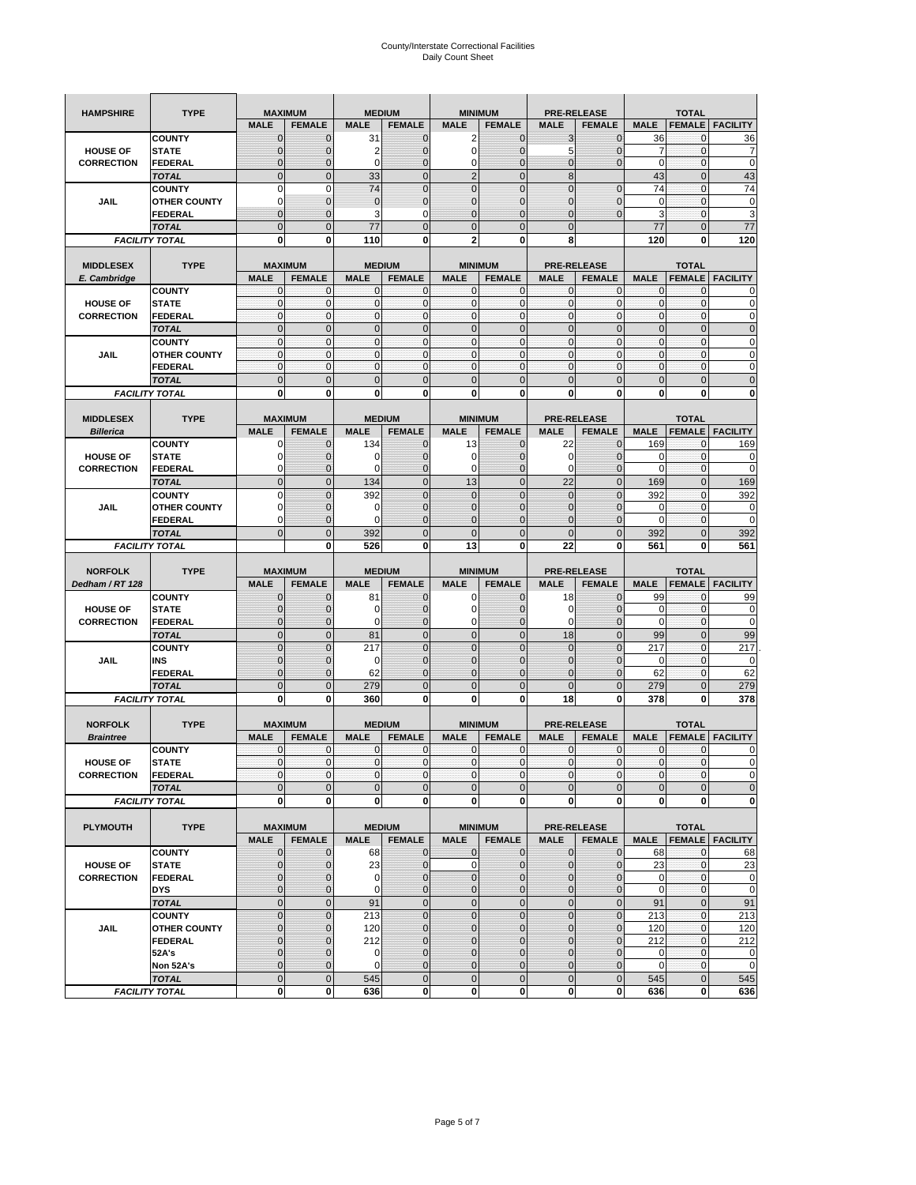# County/Interstate Correctional Facilities
## Daily Count Sheet

| HAMPSHIRE | TYPE | MAXIMUM | | MEDIUM | | MINIMUM | | PRE-RELEASE | | TOTAL | | |
|---|---|---|---|---|---|---|---|---|---|---|---|---|
| | | MALE | FEMALE | MALE | FEMALE | MALE | FEMALE | MALE | FEMALE | MALE | FEMALE | FACILITY |
| HOUSE OF CORRECTION | COUNTY | 0 | 0 | 31 | 0 | 2 | 0 | 3 | 0 | 36 | 0 | 36 |
| | STATE | 0 | 0 | 2 | 0 | 0 | 0 | 5 | 0 | 7 | 0 | 7 |
| | FEDERAL | 0 | 0 | 0 | 0 | 0 | 0 | 0 | 0 | 0 | 0 | 0 |
| | TOTAL | 0 | 0 | 33 | 0 | 2 | 0 | 8 | | 43 | 0 | 43 |
| JAIL | COUNTY | 0 | 0 | 74 | 0 | 0 | 0 | 0 | 0 | 74 | 0 | 74 |
| | OTHER COUNTY | 0 | 0 | 0 | 0 | 0 | 0 | 0 | 0 | 0 | 0 | 0 |
| | FEDERAL | 0 | 0 | 3 | 0 | 0 | 0 | 0 | 0 | 3 | 0 | 3 |
| | TOTAL | 0 | 0 | 77 | 0 | 0 | 0 | 0 | | 77 | 0 | 77 |
| FACILITY TOTAL | | 0 | 0 | 110 | 0 | 2 | 0 | 8 | | 120 | 0 | 120 |

| MIDDLESEX E. Cambridge | TYPE | MAXIMUM | | MEDIUM | | MINIMUM | | PRE-RELEASE | | TOTAL | | |
|---|---|---|---|---|---|---|---|---|---|---|---|---|
| | | MALE | FEMALE | MALE | FEMALE | MALE | FEMALE | MALE | FEMALE | MALE | FEMALE | FACILITY |
| HOUSE OF CORRECTION | COUNTY | 0 | 0 | 0 | 0 | 0 | 0 | 0 | 0 | 0 | 0 | 0 |
| | STATE | 0 | 0 | 0 | 0 | 0 | 0 | 0 | 0 | 0 | 0 | 0 |
| | FEDERAL | 0 | 0 | 0 | 0 | 0 | 0 | 0 | 0 | 0 | 0 | 0 |
| | TOTAL | 0 | 0 | 0 | 0 | 0 | 0 | 0 | 0 | 0 | 0 | 0 |
| JAIL | COUNTY | 0 | 0 | 0 | 0 | 0 | 0 | 0 | 0 | 0 | 0 | 0 |
| | OTHER COUNTY | 0 | 0 | 0 | 0 | 0 | 0 | 0 | 0 | 0 | 0 | 0 |
| | FEDERAL | 0 | 0 | 0 | 0 | 0 | 0 | 0 | 0 | 0 | 0 | 0 |
| | TOTAL | 0 | 0 | 0 | 0 | 0 | 0 | 0 | 0 | 0 | 0 | 0 |
| FACILITY TOTAL | | 0 | 0 | 0 | 0 | 0 | 0 | 0 | 0 | 0 | 0 | 0 |

| MIDDLESEX Billerica | TYPE | MAXIMUM | | MEDIUM | | MINIMUM | | PRE-RELEASE | | TOTAL | | |
|---|---|---|---|---|---|---|---|---|---|---|---|---|
| | | MALE | FEMALE | MALE | FEMALE | MALE | FEMALE | MALE | FEMALE | MALE | FEMALE | FACILITY |
| HOUSE OF CORRECTION | COUNTY | 0 | 0 | 134 | 0 | 13 | 0 | 22 | 0 | 169 | 0 | 169 |
| | STATE | 0 | 0 | 0 | 0 | 0 | 0 | 0 | 0 | 0 | 0 | 0 |
| | FEDERAL | 0 | 0 | 0 | 0 | 0 | 0 | 0 | 0 | 0 | 0 | 0 |
| | TOTAL | 0 | 0 | 134 | 0 | 13 | 0 | 22 | 0 | 169 | 0 | 169 |
| JAIL | COUNTY | 0 | 0 | 392 | 0 | 0 | 0 | 0 | 0 | 392 | 0 | 392 |
| | OTHER COUNTY | 0 | 0 | 0 | 0 | 0 | 0 | 0 | 0 | 0 | 0 | 0 |
| | FEDERAL | 0 | 0 | 0 | 0 | 0 | 0 | 0 | 0 | 0 | 0 | 0 |
| | TOTAL | 0 | 0 | 392 | 0 | 0 | 0 | 0 | 0 | 392 | 0 | 392 |
| FACILITY TOTAL | | | 0 | 526 | 0 | 13 | 0 | 22 | 0 | 561 | 0 | 561 |

| NORFOLK Dedham / RT 128 | TYPE | MAXIMUM | | MEDIUM | | MINIMUM | | PRE-RELEASE | | TOTAL | | |
|---|---|---|---|---|---|---|---|---|---|---|---|---|
| | | MALE | FEMALE | MALE | FEMALE | MALE | FEMALE | MALE | FEMALE | MALE | FEMALE | FACILITY |
| HOUSE OF CORRECTION | COUNTY | 0 | 0 | 81 | 0 | 0 | 0 | 18 | 0 | 99 | 0 | 99 |
| | STATE | 0 | 0 | 0 | 0 | 0 | 0 | 0 | 0 | 0 | 0 | 0 |
| | FEDERAL | 0 | 0 | 0 | 0 | 0 | 0 | 0 | 0 | 0 | 0 | 0 |
| | TOTAL | 0 | 0 | 81 | 0 | 0 | 0 | 18 | 0 | 99 | 0 | 99 |
| JAIL | COUNTY | 0 | 0 | 217 | 0 | 0 | 0 | 0 | 0 | 217 | 0 | 217 |
| | INS | 0 | 0 | 0 | 0 | 0 | 0 | 0 | 0 | 0 | 0 | 0 |
| | FEDERAL | 0 | 0 | 62 | 0 | 0 | 0 | 0 | 0 | 62 | 0 | 62 |
| | TOTAL | 0 | 0 | 279 | 0 | 0 | 0 | 0 | 0 | 279 | 0 | 279 |
| FACILITY TOTAL | | 0 | 0 | 360 | 0 | 0 | 0 | 18 | 0 | 378 | 0 | 378 |

| NORFOLK Braintree | TYPE | MAXIMUM | | MEDIUM | | MINIMUM | | PRE-RELEASE | | TOTAL | | |
|---|---|---|---|---|---|---|---|---|---|---|---|---|
| | | MALE | FEMALE | MALE | FEMALE | MALE | FEMALE | MALE | FEMALE | MALE | FEMALE | FACILITY |
| HOUSE OF CORRECTION | COUNTY | 0 | 0 | 0 | 0 | 0 | 0 | 0 | 0 | 0 | 0 | 0 |
| | STATE | 0 | 0 | 0 | 0 | 0 | 0 | 0 | 0 | 0 | 0 | 0 |
| | FEDERAL | 0 | 0 | 0 | 0 | 0 | 0 | 0 | 0 | 0 | 0 | 0 |
| | TOTAL | 0 | 0 | 0 | 0 | 0 | 0 | 0 | 0 | 0 | 0 | 0 |
| FACILITY TOTAL | | 0 | 0 | 0 | 0 | 0 | 0 | 0 | 0 | 0 | 0 | 0 |

| PLYMOUTH | TYPE | MAXIMUM | | MEDIUM | | MINIMUM | | PRE-RELEASE | | TOTAL | | |
|---|---|---|---|---|---|---|---|---|---|---|---|---|
| | | MALE | FEMALE | MALE | FEMALE | MALE | FEMALE | MALE | FEMALE | MALE | FEMALE | FACILITY |
| HOUSE OF CORRECTION | COUNTY | 0 | 0 | 68 | 0 | 0 | 0 | 0 | 0 | 68 | 0 | 68 |
| | STATE | 0 | 0 | 23 | 0 | 0 | 0 | 0 | 0 | 23 | 0 | 23 |
| | FEDERAL | 0 | 0 | 0 | 0 | 0 | 0 | 0 | 0 | 0 | 0 | 0 |
| | DYS | 0 | 0 | 0 | 0 | 0 | 0 | 0 | 0 | 0 | 0 | 0 |
| | TOTAL | 0 | 0 | 91 | 0 | 0 | 0 | 0 | 0 | 91 | 0 | 91 |
| JAIL | COUNTY | 0 | 0 | 213 | 0 | 0 | 0 | 0 | 0 | 213 | 0 | 213 |
| | OTHER COUNTY | 0 | 0 | 120 | 0 | 0 | 0 | 0 | 0 | 120 | 0 | 120 |
| | FEDERAL | 0 | 0 | 212 | 0 | 0 | 0 | 0 | 0 | 212 | 0 | 212 |
| | 52A's | 0 | 0 | 0 | 0 | 0 | 0 | 0 | 0 | 0 | 0 | 0 |
| | Non 52A's | 0 | 0 | 0 | 0 | 0 | 0 | 0 | 0 | 0 | 0 | 0 |
| | TOTAL | 0 | 0 | 545 | 0 | 0 | 0 | 0 | 0 | 545 | 0 | 545 |
| FACILITY TOTAL | | 0 | 0 | 636 | 0 | 0 | 0 | 0 | 0 | 636 | 0 | 636 |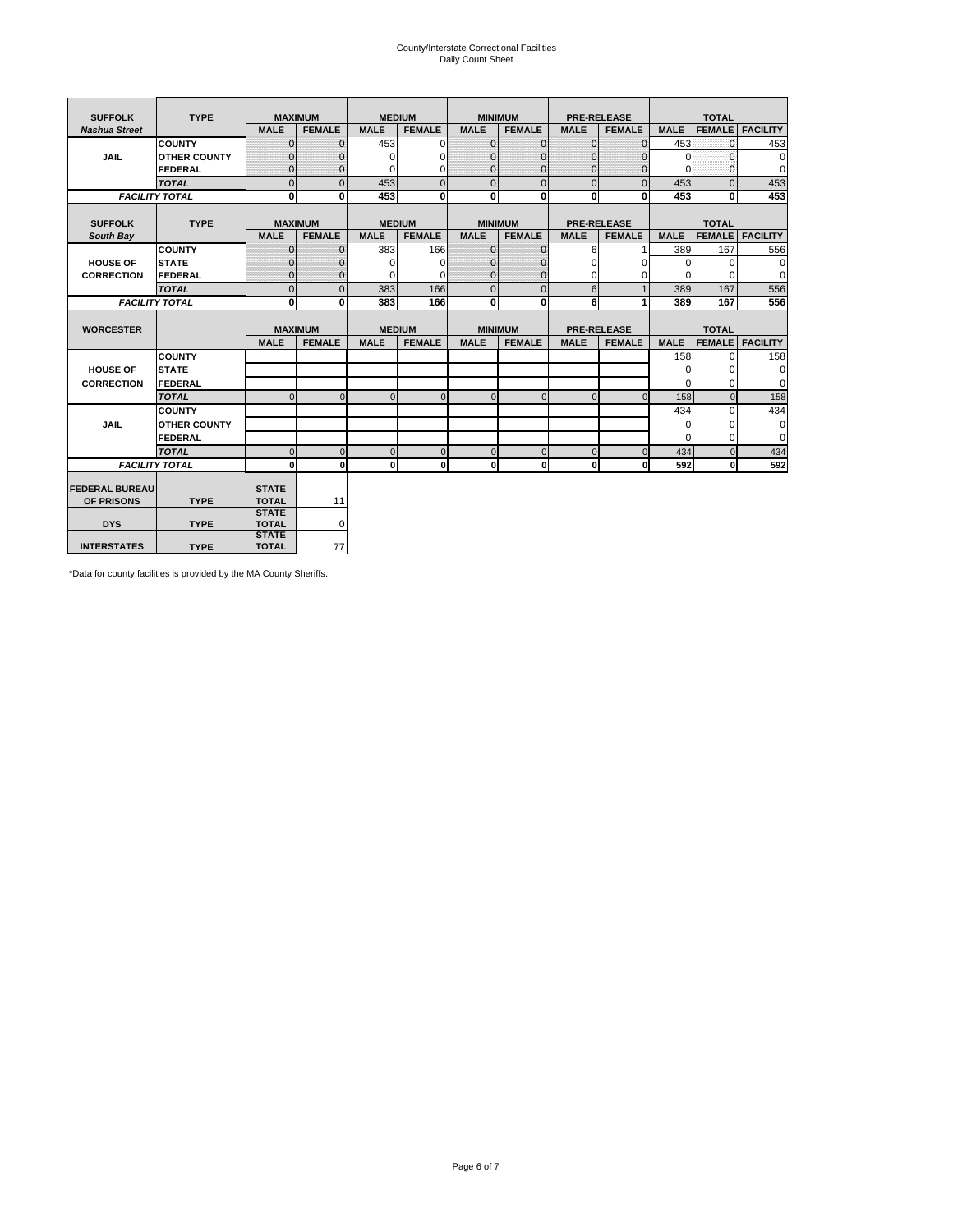# County/Interstate Correctional Facilities
## Daily Count Sheet

| SUFFOLK | TYPE | MAXIMUM | | MEDIUM | | MINIMUM | | PRE-RELEASE | | TOTAL | | |
|---|---|---|---|---|---|---|---|---|---|---|---|---|
| *Nashua Street* | | MALE | FEMALE | MALE | FEMALE | MALE | FEMALE | MALE | FEMALE | MALE | FEMALE | FACILITY |
| JAIL | COUNTY | 0 | 0 | 453 | 0 | 0 | 0 | 0 | 0 | 453 | 0 | 453 |
| | OTHER COUNTY | 0 | 0 | 0 | 0 | 0 | 0 | 0 | 0 | 0 | 0 | 0 |
| | FEDERAL | 0 | 0 | 0 | 0 | 0 | 0 | 0 | 0 | 0 | 0 | 0 |
| | *TOTAL* | 0 | 0 | 453 | 0 | 0 | 0 | 0 | 0 | 453 | 0 | 453 |
| *FACILITY TOTAL* | | 0 | 0 | 453 | 0 | 0 | 0 | 0 | 0 | 453 | 0 | 453 |

| SUFFOLK | TYPE | MAXIMUM | | MEDIUM | | MINIMUM | | PRE-RELEASE | | TOTAL | | |
|---|---|---|---|---|---|---|---|---|---|---|---|---|
| *South Bay* | | MALE | FEMALE | MALE | FEMALE | MALE | FEMALE | MALE | FEMALE | MALE | FEMALE | FACILITY |
| HOUSE OF CORRECTION | COUNTY | 0 | 0 | 383 | 166 | 0 | 0 | 6 | 1 | 389 | 167 | 556 |
| | STATE | 0 | 0 | 0 | 0 | 0 | 0 | 0 | 0 | 0 | 0 | 0 |
| | FEDERAL | 0 | 0 | 0 | 0 | 0 | 0 | 0 | 0 | 0 | 0 | 0 |
| | *TOTAL* | 0 | 0 | 383 | 166 | 0 | 0 | 6 | 1 | 389 | 167 | 556 |
| *FACILITY TOTAL* | | 0 | 0 | 383 | 166 | 0 | 0 | 6 | 1 | 389 | 167 | 556 |

| WORCESTER | | MAXIMUM | | MEDIUM | | MINIMUM | | PRE-RELEASE | | TOTAL | | |
|---|---|---|---|---|---|---|---|---|---|---|---|---|
| | | MALE | FEMALE | MALE | FEMALE | MALE | FEMALE | MALE | FEMALE | MALE | FEMALE | FACILITY |
| HOUSE OF CORRECTION | COUNTY | | | | | | | | | 158 | 0 | 158 |
| | STATE | | | | | | | | | 0 | 0 | 0 |
| | FEDERAL | | | | | | | | | 0 | 0 | 0 |
| | *TOTAL* | 0 | 0 | 0 | 0 | 0 | 0 | 0 | 0 | 158 | 0 | 158 |
| JAIL | COUNTY | | | | | | | | | 434 | 0 | 434 |
| | OTHER COUNTY | | | | | | | | | 0 | 0 | 0 |
| | FEDERAL | | | | | | | | | 0 | 0 | 0 |
| | *TOTAL* | 0 | 0 | 0 | 0 | 0 | 0 | 0 | 0 | 434 | 0 | 434 |
| *FACILITY TOTAL* | | 0 | 0 | 0 | 0 | 0 | 0 | 0 | 0 | 592 | 0 | 592 |

| | | | |
|---|---|---|---|
| FEDERAL BUREAU OF PRISONS | TYPE | STATE TOTAL | 11 |
| DYS | TYPE | STATE TOTAL | 0 |
| INTERSTATES | TYPE | STATE TOTAL | 77 |

*Data for county facilities is provided by the MA County Sheriffs.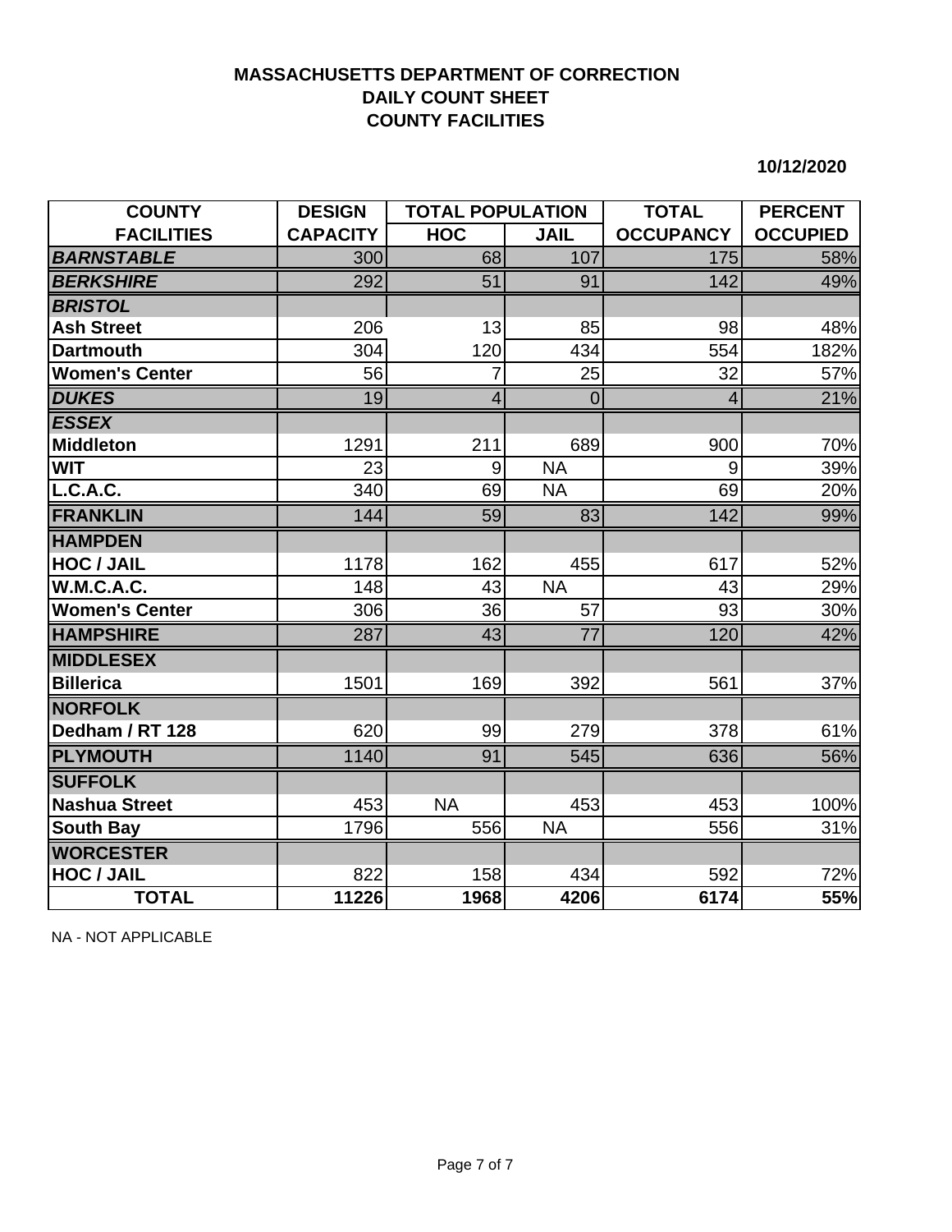# MASSACHUSETTS DEPARTMENT OF CORRECTION
## DAILY COUNT SHEET
## COUNTY FACILITIES

**10/12/2020**

| COUNTY FACILITIES | DESIGN CAPACITY | TOTAL POPULATION | | TOTAL OCCUPANCY | PERCENT OCCUPIED |
|---|---|---|---|---|---|
| | | HOC | JAIL | | |
| ***BARNSTABLE*** | 300 | 68 | 107 | 175 | 58% |
| ***BERKSHIRE*** | 292 | 51 | 91 | 142 | 49% |
| ***BRISTOL*** | | | | | |
| **Ash Street** | 206 | 13 | 85 | 98 | 48% |
| **Dartmouth** | 304 | 120 | 434 | 554 | 182% |
| **Women's Center** | 56 | 7 | 25 | 32 | 57% |
| ***DUKES*** | 19 | 4 | 0 | 4 | 21% |
| ***ESSEX*** | | | | | |
| **Middleton** | 1291 | 211 | 689 | 900 | 70% |
| **WIT** | 23 | 9 | NA | 9 | 39% |
| **L.C.A.C.** | 340 | 69 | NA | 69 | 20% |
| **FRANKLIN** | 144 | 59 | 83 | 142 | 99% |
| **HAMPDEN** | | | | | |
| **HOC / JAIL** | 1178 | 162 | 455 | 617 | 52% |
| **W.M.C.A.C.** | 148 | 43 | NA | 43 | 29% |
| **Women's Center** | 306 | 36 | 57 | 93 | 30% |
| **HAMPSHIRE** | 287 | 43 | 77 | 120 | 42% |
| **MIDDLESEX** | | | | | |
| **Billerica** | 1501 | 169 | 392 | 561 | 37% |
| **NORFOLK** | | | | | |
| **Dedham / RT 128** | 620 | 99 | 279 | 378 | 61% |
| **PLYMOUTH** | 1140 | 91 | 545 | 636 | 56% |
| **SUFFOLK** | | | | | |
| **Nashua Street** | 453 | NA | 453 | 453 | 100% |
| **South Bay** | 1796 | 556 | NA | 556 | 31% |
| **WORCESTER** | | | | | |
| **HOC / JAIL** | 822 | 158 | 434 | 592 | 72% |
| **TOTAL** | **11226** | **1968** | **4206** | **6174** | **55%** |

NA - NOT APPLICABLE